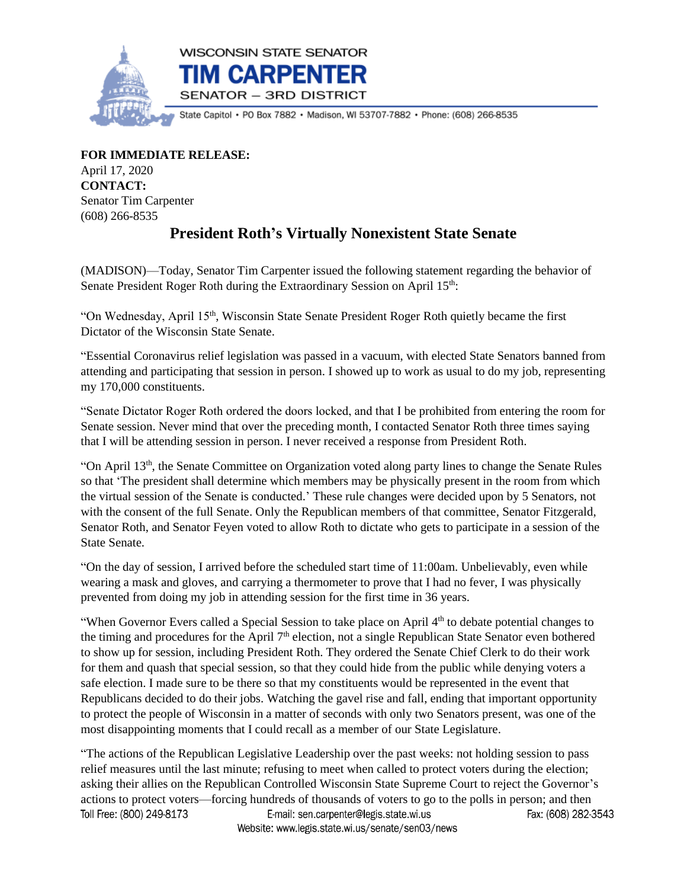WISCONSIN STATE SENATOR

**TIM CARPENTER**

SENATOR – 3RD DISTRICT

State Capitol • PO Box 7882 • Madison, WI 53707-7882 • Phone: (608) 266-8535

**FOR IMMEDIATE RELEASE:**
April 17, 2020
**CONTACT:**
Senator Tim Carpenter
(608) 266-8535

# President Roth's Virtually Nonexistent State Senate

(MADISON)—Today, Senator Tim Carpenter issued the following statement regarding the behavior of Senate President Roger Roth during the Extraordinary Session on April 15th:

"On Wednesday, April 15th, Wisconsin State Senate President Roger Roth quietly became the first Dictator of the Wisconsin State Senate.

"Essential Coronavirus relief legislation was passed in a vacuum, with elected State Senators banned from attending and participating that session in person. I showed up to work as usual to do my job, representing my 170,000 constituents.

"Senate Dictator Roger Roth ordered the doors locked, and that I be prohibited from entering the room for Senate session. Never mind that over the preceding month, I contacted Senator Roth three times saying that I will be attending session in person. I never received a response from President Roth.

"On April 13th, the Senate Committee on Organization voted along party lines to change the Senate Rules so that 'The president shall determine which members may be physically present in the room from which the virtual session of the Senate is conducted.' These rule changes were decided upon by 5 Senators, not with the consent of the full Senate. Only the Republican members of that committee, Senator Fitzgerald, Senator Roth, and Senator Feyen voted to allow Roth to dictate who gets to participate in a session of the State Senate.

"On the day of session, I arrived before the scheduled start time of 11:00am. Unbelievably, even while wearing a mask and gloves, and carrying a thermometer to prove that I had no fever, I was physically prevented from doing my job in attending session for the first time in 36 years.

"When Governor Evers called a Special Session to take place on April 4th to debate potential changes to the timing and procedures for the April 7th election, not a single Republican State Senator even bothered to show up for session, including President Roth. They ordered the Senate Chief Clerk to do their work for them and quash that special session, so that they could hide from the public while denying voters a safe election. I made sure to be there so that my constituents would be represented in the event that Republicans decided to do their jobs. Watching the gavel rise and fall, ending that important opportunity to protect the people of Wisconsin in a matter of seconds with only two Senators present, was one of the most disappointing moments that I could recall as a member of our State Legislature.

"The actions of the Republican Legislative Leadership over the past weeks: not holding session to pass relief measures until the last minute; refusing to meet when called to protect voters during the election; asking their allies on the Republican Controlled Wisconsin State Supreme Court to reject the Governor's actions to protect voters—forcing hundreds of thousands of voters to go to the polls in person; and then

Toll Free: (800) 249-8173 E-mail: sen.carpenter@legis.state.wi.us Fax: (608) 282-3543
Website: www.legis.state.wi.us/senate/sen03/news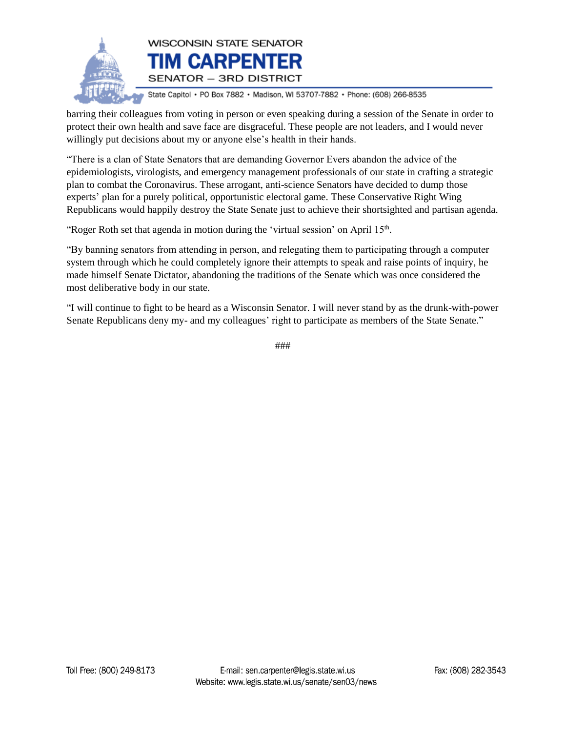barring their colleagues from voting in person or even speaking during a session of the Senate in order to protect their own health and save face are disgraceful. These people are not leaders, and I would never willingly put decisions about my or anyone else's health in their hands.

"There is a clan of State Senators that are demanding Governor Evers abandon the advice of the epidemiologists, virologists, and emergency management professionals of our state in crafting a strategic plan to combat the Coronavirus. These arrogant, anti-science Senators have decided to dump those experts' plan for a purely political, opportunistic electoral game. These Conservative Right Wing Republicans would happily destroy the State Senate just to achieve their shortsighted and partisan agenda.

"Roger Roth set that agenda in motion during the 'virtual session' on April 15th.

"By banning senators from attending in person, and relegating them to participating through a computer system through which he could completely ignore their attempts to speak and raise points of inquiry, he made himself Senate Dictator, abandoning the traditions of the Senate which was once considered the most deliberative body in our state.

"I will continue to fight to be heard as a Wisconsin Senator. I will never stand by as the drunk-with-power Senate Republicans deny my- and my colleagues' right to participate as members of the State Senate."

###